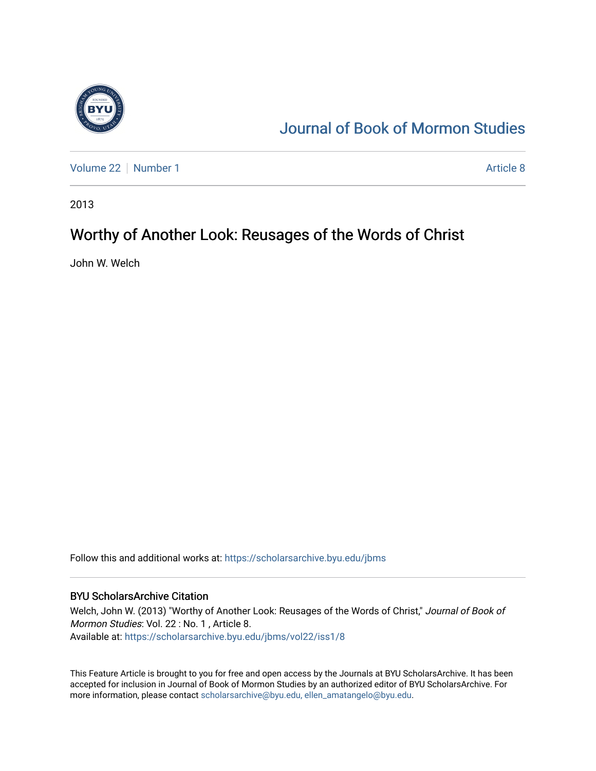# Journal of Book of Mormon Studies

Volume 22 | Number 1 | Article 8

2013

## Worthy of Another Look: Reusages of the Words of Christ

John W. Welch

Follow this and additional works at: https://scholarsarchive.byu.edu/jbms

### BYU ScholarsArchive Citation

Welch, John W. (2013) "Worthy of Another Look: Reusages of the Words of Christ," *Journal of Book of Mormon Studies*: Vol. 22 : No. 1 , Article 8.
Available at: https://scholarsarchive.byu.edu/jbms/vol22/iss1/8

This Feature Article is brought to you for free and open access by the Journals at BYU ScholarsArchive. It has been accepted for inclusion in Journal of Book of Mormon Studies by an authorized editor of BYU ScholarsArchive. For more information, please contact scholarsarchive@byu.edu, ellen_amatangelo@byu.edu.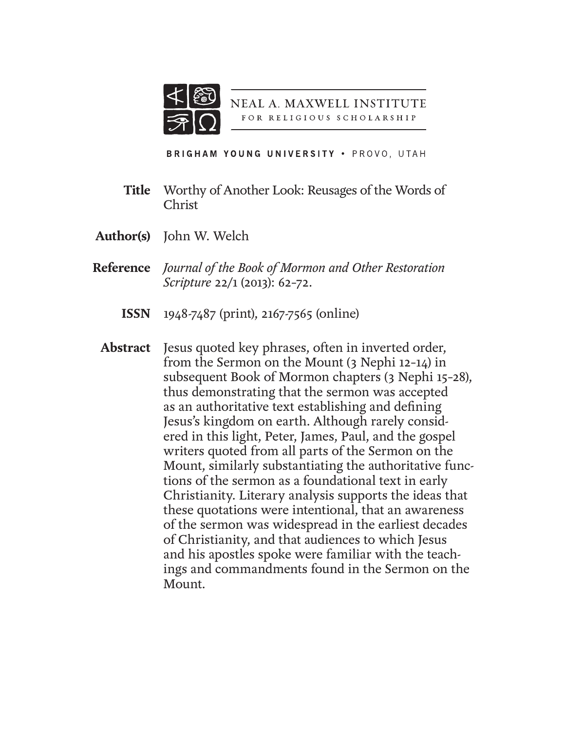NEAL A. MAXWELL INSTITUTE
FOR RELIGIOUS SCHOLARSHIP

BRIGHAM YOUNG UNIVERSITY • PROVO, UTAH

**Title** Worthy of Another Look: Reusages of the Words of Christ

**Author(s)** John W. Welch

**Reference** *Journal of the Book of Mormon and Other Restoration Scripture* 22/1 (2013): 62–72.

**ISSN** 1948-7487 (print), 2167-7565 (online)

**Abstract** Jesus quoted key phrases, often in inverted order, from the Sermon on the Mount (3 Nephi 12–14) in subsequent Book of Mormon chapters (3 Nephi 15–28), thus demonstrating that the sermon was accepted as an authoritative text establishing and defining Jesus's kingdom on earth. Although rarely considered in this light, Peter, James, Paul, and the gospel writers quoted from all parts of the Sermon on the Mount, similarly substantiating the authoritative functions of the sermon as a foundational text in early Christianity. Literary analysis supports the ideas that these quotations were intentional, that an awareness of the sermon was widespread in the earliest decades of Christianity, and that audiences to which Jesus and his apostles spoke were familiar with the teachings and commandments found in the Sermon on the Mount.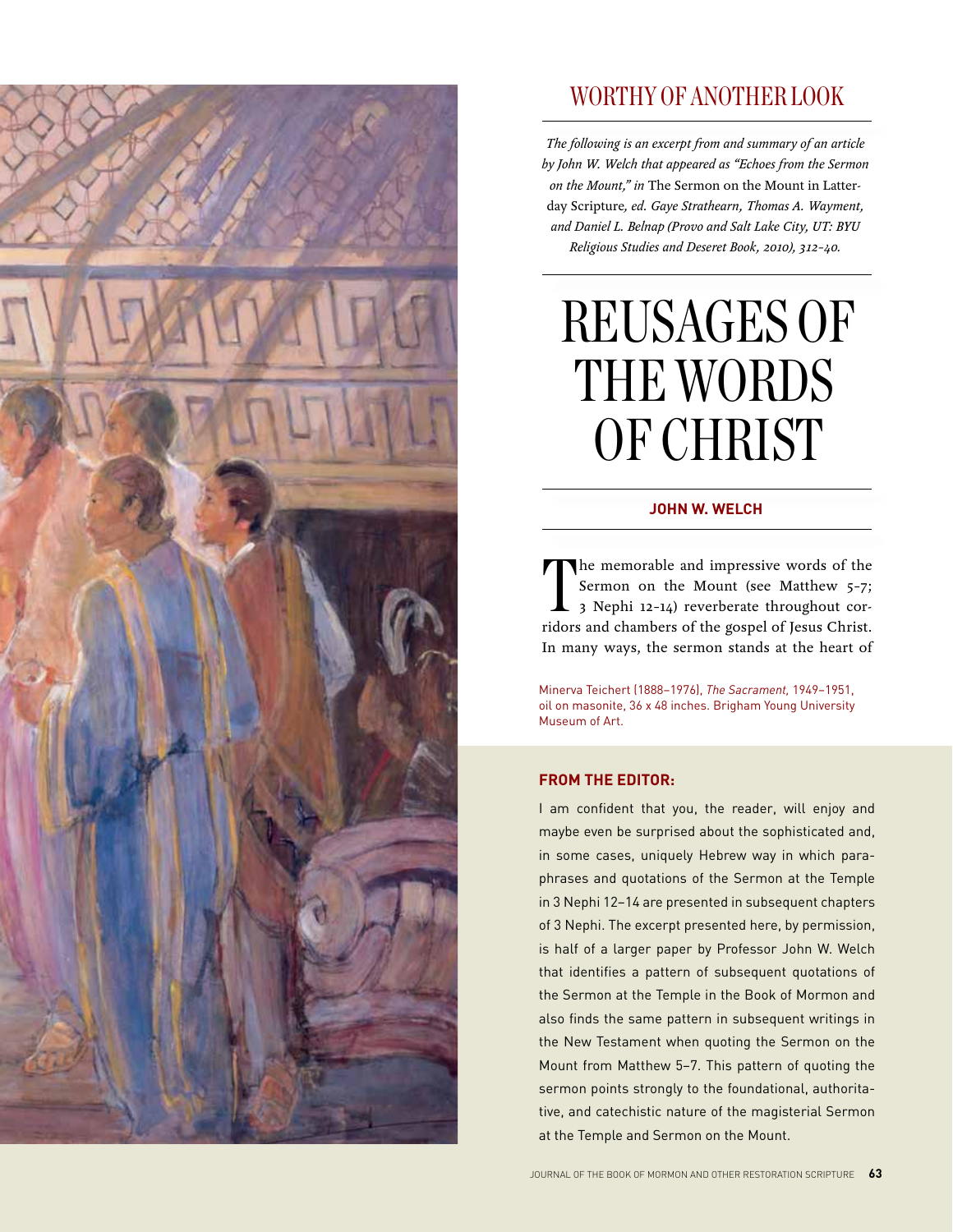## WORTHY OF ANOTHER LOOK

*The following is an excerpt from and summary of an article by John W. Welch that appeared as "Echoes from the Sermon on the Mount," in* The Sermon on the Mount in Latter-day Scripture*, ed. Gaye Strathearn, Thomas A. Wayment, and Daniel L. Belnap (Provo and Salt Lake City, UT: BYU Religious Studies and Deseret Book, 2010), 312–40.*

# REUSAGES OF THE WORDS OF CHRIST

**JOHN W. WELCH**

The memorable and impressive words of the Sermon on the Mount (see Matthew 5–7; 3 Nephi 12–14) reverberate throughout corridors and chambers of the gospel of Jesus Christ. In many ways, the sermon stands at the heart of

Minerva Teichert (1888–1976), *The Sacrament*, 1949–1951, oil on masonite, 36 x 48 inches. Brigham Young University Museum of Art.

**FROM THE EDITOR:**

I am confident that you, the reader, will enjoy and maybe even be surprised about the sophisticated and, in some cases, uniquely Hebrew way in which paraphrases and quotations of the Sermon at the Temple in 3 Nephi 12–14 are presented in subsequent chapters of 3 Nephi. The excerpt presented here, by permission, is half of a larger paper by Professor John W. Welch that identifies a pattern of subsequent quotations of the Sermon at the Temple in the Book of Mormon and also finds the same pattern in subsequent writings in the New Testament when quoting the Sermon on the Mount from Matthew 5–7. This pattern of quoting the sermon points strongly to the foundational, authoritative, and catechistic nature of the magisterial Sermon at the Temple and Sermon on the Mount.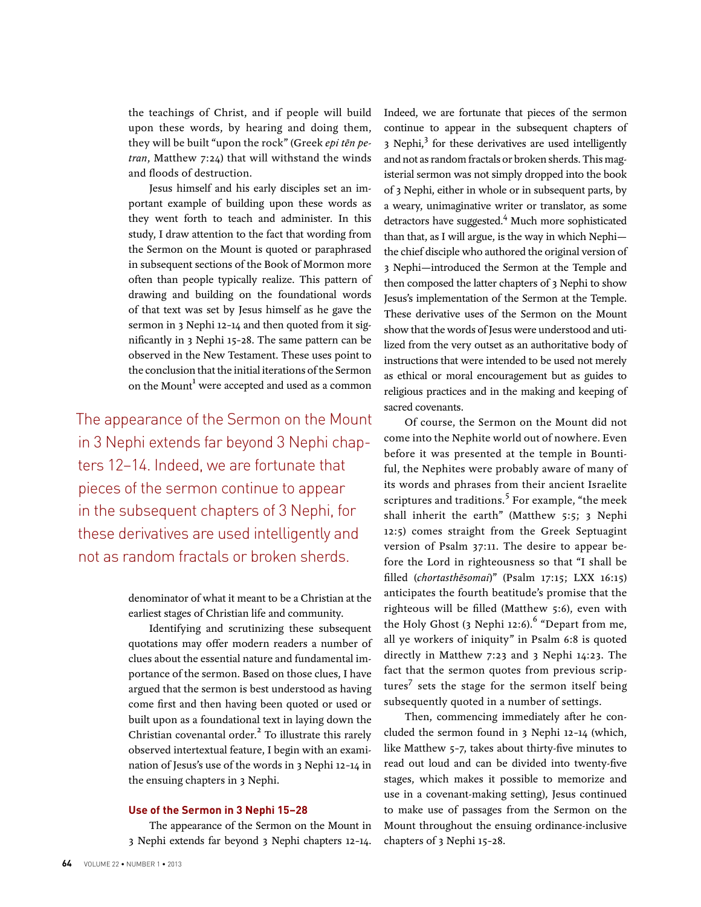the teachings of Christ, and if people will build upon these words, by hearing and doing them, they will be built "upon the rock" (Greek *epi tēn petran*, Matthew 7:24) that will withstand the winds and floods of destruction.

Jesus himself and his early disciples set an important example of building upon these words as they went forth to teach and administer. In this study, I draw attention to the fact that wording from the Sermon on the Mount is quoted or paraphrased in subsequent sections of the Book of Mormon more often than people typically realize. This pattern of drawing and building on the foundational words of that text was set by Jesus himself as he gave the sermon in 3 Nephi 12–14 and then quoted from it significantly in 3 Nephi 15–28. The same pattern can be observed in the New Testament. These uses point to the conclusion that the initial iterations of the Sermon on the Mount[1] were accepted and used as a common denominator of what it meant to be a Christian at the earliest stages of Christian life and community.

Identifying and scrutinizing these subsequent quotations may offer modern readers a number of clues about the essential nature and fundamental importance of the sermon. Based on those clues, I have argued that the sermon is best understood as having come first and then having been quoted or used or built upon as a foundational text in laying down the Christian covenantal order.[2] To illustrate this rarely observed intertextual feature, I begin with an examination of Jesus's use of the words in 3 Nephi 12–14 in the ensuing chapters in 3 Nephi.

## Use of the Sermon in 3 Nephi 15–28

The appearance of the Sermon on the Mount in 3 Nephi extends far beyond 3 Nephi chapters 12–14. Indeed, we are fortunate that pieces of the sermon continue to appear in the subsequent chapters of 3 Nephi,[3] for these derivatives are used intelligently and not as random fractals or broken sherds. This magisterial sermon was not simply dropped into the book of 3 Nephi, either in whole or in subsequent parts, by a weary, unimaginative writer or translator, as some detractors have suggested.[4] Much more sophisticated than that, as I will argue, is the way in which Nephi—the chief disciple who authored the original version of 3 Nephi—introduced the Sermon at the Temple and then composed the latter chapters of 3 Nephi to show Jesus's implementation of the Sermon at the Temple. These derivative uses of the Sermon on the Mount show that the words of Jesus were understood and utilized from the very outset as an authoritative body of instructions that were intended to be used not merely as ethical or moral encouragement but as guides to religious practices and in the making and keeping of sacred covenants.

Of course, the Sermon on the Mount did not come into the Nephite world out of nowhere. Even before it was presented at the temple in Bountiful, the Nephites were probably aware of many of its words and phrases from their ancient Israelite scriptures and traditions.[5] For example, "the meek shall inherit the earth" (Matthew 5:5; 3 Nephi 12:5) comes straight from the Greek Septuagint version of Psalm 37:11. The desire to appear before the Lord in righteousness so that "I shall be filled (*chortasthēsomai*)" (Psalm 17:15; LXX 16:15) anticipates the fourth beatitude's promise that the righteous will be filled (Matthew 5:6), even with the Holy Ghost (3 Nephi 12:6).[6] "Depart from me, all ye workers of iniquity" in Psalm 6:8 is quoted directly in Matthew 7:23 and 3 Nephi 14:23. The fact that the sermon quotes from previous scriptures[7] sets the stage for the sermon itself being subsequently quoted in a number of settings.

Then, commencing immediately after he concluded the sermon found in 3 Nephi 12–14 (which, like Matthew 5–7, takes about thirty-five minutes to read out loud and can be divided into twenty-five stages, which makes it possible to memorize and use in a covenant-making setting), Jesus continued to make use of passages from the Sermon on the Mount throughout the ensuing ordinance-inclusive chapters of 3 Nephi 15–28.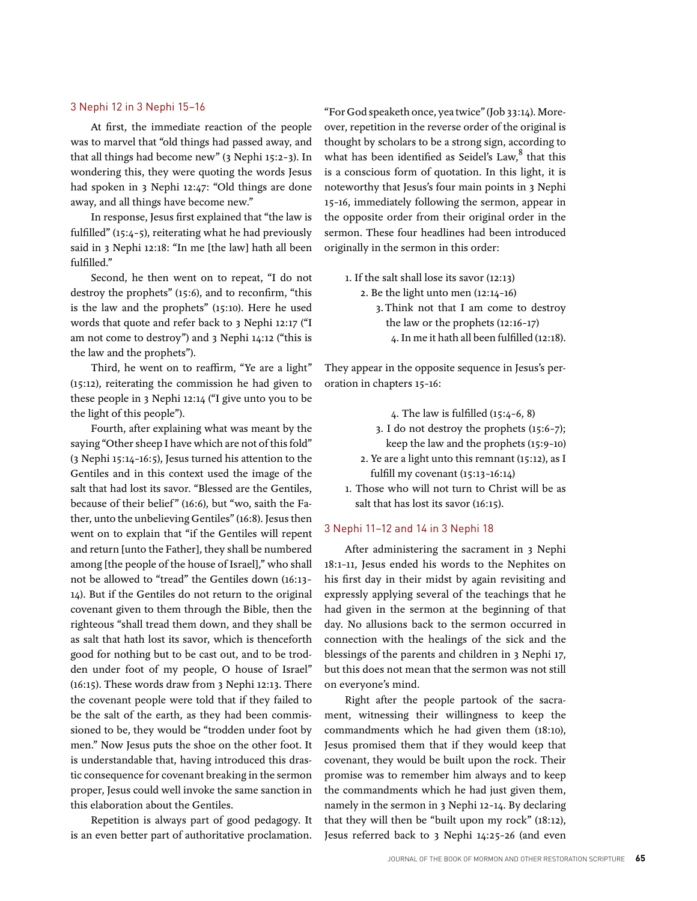### 3 Nephi 12 in 3 Nephi 15–16

At first, the immediate reaction of the people was to marvel that "old things had passed away, and that all things had become new" (3 Nephi 15:2–3). In wondering this, they were quoting the words Jesus had spoken in 3 Nephi 12:47: "Old things are done away, and all things have become new."

In response, Jesus first explained that "the law is fulfilled" (15:4–5), reiterating what he had previously said in 3 Nephi 12:18: "In me [the law] hath all been fulfilled."

Second, he then went on to repeat, "I do not destroy the prophets" (15:6), and to reconfirm, "this is the law and the prophets" (15:10). Here he used words that quote and refer back to 3 Nephi 12:17 ("I am not come to destroy") and 3 Nephi 14:12 ("this is the law and the prophets").

Third, he went on to reaffirm, "Ye are a light" (15:12), reiterating the commission he had given to these people in 3 Nephi 12:14 ("I give unto you to be the light of this people").

Fourth, after explaining what was meant by the saying "Other sheep I have which are not of this fold" (3 Nephi 15:14–16:5), Jesus turned his attention to the Gentiles and in this context used the image of the salt that had lost its savor. "Blessed are the Gentiles, because of their belief" (16:6), but "wo, saith the Father, unto the unbelieving Gentiles" (16:8). Jesus then went on to explain that "if the Gentiles will repent and return [unto the Father], they shall be numbered among [the people of the house of Israel]," who shall not be allowed to "tread" the Gentiles down (16:13–14). But if the Gentiles do not return to the original covenant given to them through the Bible, then the righteous "shall tread them down, and they shall be as salt that hath lost its savor, which is thenceforth good for nothing but to be cast out, and to be trodden under foot of my people, O house of Israel" (16:15). These words draw from 3 Nephi 12:13. There the covenant people were told that if they failed to be the salt of the earth, as they had been commissioned to be, they would be "trodden under foot by men." Now Jesus puts the shoe on the other foot. It is understandable that, having introduced this drastic consequence for covenant breaking in the sermon proper, Jesus could well invoke the same sanction in this elaboration about the Gentiles.

Repetition is always part of good pedagogy. It is an even better part of authoritative proclamation. "For God speaketh once, yea twice" (Job 33:14). Moreover, repetition in the reverse order of the original is thought by scholars to be a strong sign, according to what has been identified as Seidel's Law,[8] that this is a conscious form of quotation. In this light, it is noteworthy that Jesus's four main points in 3 Nephi 15–16, immediately following the sermon, appear in the opposite order from their original order in the sermon. These four headlines had been introduced originally in the sermon in this order:

1. If the salt shall lose its savor (12:13)
2. Be the light unto men (12:14–16)
3. Think not that I am come to destroy the law or the prophets (12:16–17)
4. In me it hath all been fulfilled (12:18).

They appear in the opposite sequence in Jesus's peroration in chapters 15–16:

4. The law is fulfilled (15:4–6, 8)
3. I do not destroy the prophets (15:6–7); keep the law and the prophets (15:9–10)
2. Ye are a light unto this remnant (15:12), as I fulfill my covenant (15:13–16:14)
1. Those who will not turn to Christ will be as salt that has lost its savor (16:15).

### 3 Nephi 11–12 and 14 in 3 Nephi 18

After administering the sacrament in 3 Nephi 18:1–11, Jesus ended his words to the Nephites on his first day in their midst by again revisiting and expressly applying several of the teachings that he had given in the sermon at the beginning of that day. No allusions back to the sermon occurred in connection with the healings of the sick and the blessings of the parents and children in 3 Nephi 17, but this does not mean that the sermon was not still on everyone's mind.

Right after the people partook of the sacrament, witnessing their willingness to keep the commandments which he had given them (18:10), Jesus promised them that if they would keep that covenant, they would be built upon the rock. Their promise was to remember him always and to keep the commandments which he had just given them, namely in the sermon in 3 Nephi 12–14. By declaring that they will then be "built upon my rock" (18:12), Jesus referred back to 3 Nephi 14:25–26 (and even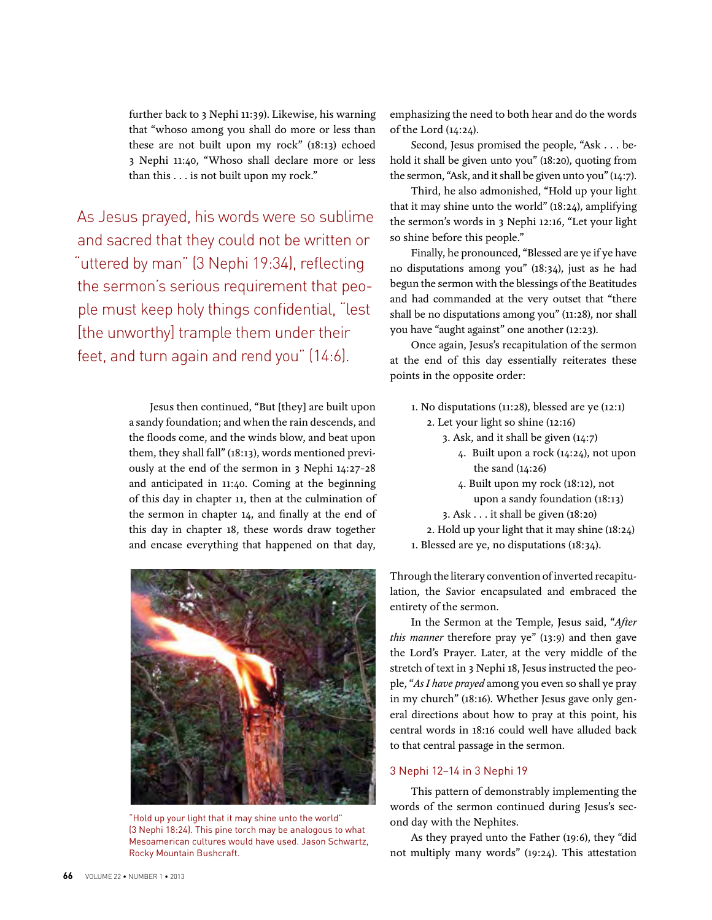further back to 3 Nephi 11:39). Likewise, his warning that "whoso among you shall do more or less than these are not built upon my rock" (18:13) echoed 3 Nephi 11:40, "Whoso shall declare more or less than this . . . is not built upon my rock."

> As Jesus prayed, his words were so sublime and sacred that they could not be written or "uttered by man" (3 Nephi 19:34), reflecting the sermon's serious requirement that people must keep holy things confidential, "lest [the unworthy] trample them under their feet, and turn again and rend you" (14:6).

Jesus then continued, "But [they] are built upon a sandy foundation; and when the rain descends, and the floods come, and the winds blow, and beat upon them, they shall fall" (18:13), words mentioned previously at the end of the sermon in 3 Nephi 14:27–28 and anticipated in 11:40. Coming at the beginning of this day in chapter 11, then at the culmination of the sermon in chapter 14, and finally at the end of this day in chapter 18, these words draw together and encase everything that happened on that day, emphasizing the need to both hear and do the words of the Lord (14:24).

Second, Jesus promised the people, "Ask . . . behold it shall be given unto you" (18:20), quoting from the sermon, "Ask, and it shall be given unto you" (14:7).

Third, he also admonished, "Hold up your light that it may shine unto the world" (18:24), amplifying the sermon's words in 3 Nephi 12:16, "Let your light so shine before this people."

Finally, he pronounced, "Blessed are ye if ye have no disputations among you" (18:34), just as he had begun the sermon with the blessings of the Beatitudes and had commanded at the very outset that "there shall be no disputations among you" (11:28), nor shall you have "aught against" one another (12:23).

Once again, Jesus's recapitulation of the sermon at the end of this day essentially reiterates these points in the opposite order:

1. No disputations (11:28), blessed are ye (12:1)
    2. Let your light so shine (12:16)
        3. Ask, and it shall be given (14:7)
            4. Built upon a rock (14:24), not upon the sand (14:26)
            4. Built upon my rock (18:12), not upon a sandy foundation (18:13)
        3. Ask . . . it shall be given (18:20)
    2. Hold up your light that it may shine (18:24)
1. Blessed are ye, no disputations (18:34).

Through the literary convention of inverted recapitulation, the Savior encapsulated and embraced the entirety of the sermon.

In the Sermon at the Temple, Jesus said, "*After this manner* therefore pray ye" (13:9) and then gave the Lord's Prayer. Later, at the very middle of the stretch of text in 3 Nephi 18, Jesus instructed the people, "*As I have prayed* among you even so shall ye pray in my church" (18:16). Whether Jesus gave only general directions about how to pray at this point, his central words in 18:16 could well have alluded back to that central passage in the sermon.

"Hold up your light that it may shine unto the world" (3 Nephi 18:24). This pine torch may be analogous to what Mesoamerican cultures would have used. Jason Schwartz, Rocky Mountain Bushcraft.

## 3 Nephi 12–14 in 3 Nephi 19

This pattern of demonstrably implementing the words of the sermon continued during Jesus's second day with the Nephites.

As they prayed unto the Father (19:6), they "did not multiply many words" (19:24). This attestation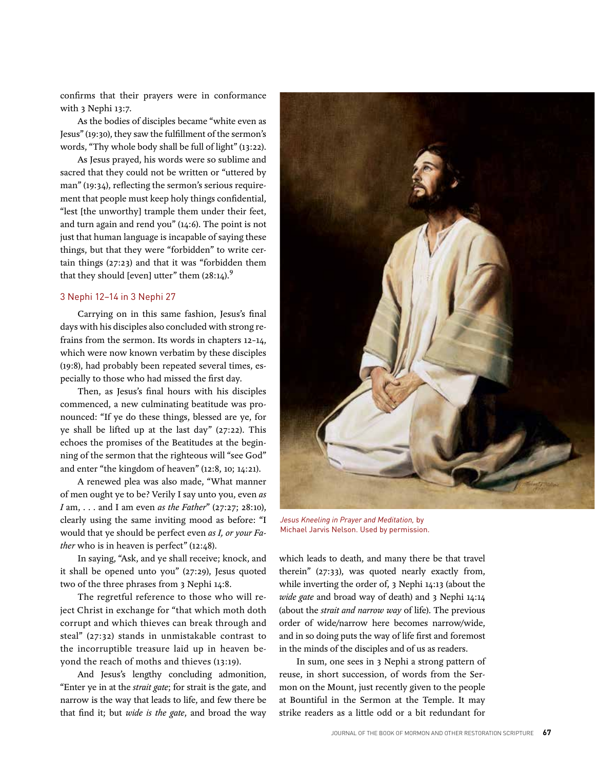confirms that their prayers were in conformance with 3 Nephi 13:7.

As the bodies of disciples became "white even as Jesus" (19:30), they saw the fulfillment of the sermon's words, "Thy whole body shall be full of light" (13:22).

As Jesus prayed, his words were so sublime and sacred that they could not be written or "uttered by man" (19:34), reflecting the sermon's serious requirement that people must keep holy things confidential, "lest [the unworthy] trample them under their feet, and turn again and rend you" (14:6). The point is not just that human language is incapable of saying these things, but that they were "forbidden" to write certain things (27:23) and that it was "forbidden them that they should [even] utter" them (28:14).[9]

### 3 Nephi 12–14 in 3 Nephi 27

Carrying on in this same fashion, Jesus's final days with his disciples also concluded with strong refrains from the sermon. Its words in chapters 12–14, which were now known verbatim by these disciples (19:8), had probably been repeated several times, especially to those who had missed the first day.

Then, as Jesus's final hours with his disciples commenced, a new culminating beatitude was pronounced: "If ye do these things, blessed are ye, for ye shall be lifted up at the last day" (27:22). This echoes the promises of the Beatitudes at the beginning of the sermon that the righteous will "see God" and enter "the kingdom of heaven" (12:8, 10; 14:21).

A renewed plea was also made, "What manner of men ought ye to be? Verily I say unto you, even *as I* am, . . . and I am even *as the Father*" (27:27; 28:10), clearly using the same inviting mood as before: "I would that ye should be perfect even *as I, or your Father* who is in heaven is perfect" (12:48).

In saying, "Ask, and ye shall receive; knock, and it shall be opened unto you" (27:29), Jesus quoted two of the three phrases from 3 Nephi 14:8.

The regretful reference to those who will reject Christ in exchange for "that which moth doth corrupt and which thieves can break through and steal" (27:32) stands in unmistakable contrast to the incorruptible treasure laid up in heaven beyond the reach of moths and thieves (13:19).

And Jesus's lengthy concluding admonition, "Enter ye in at the *strait gate*; for strait is the gate, and narrow is the way that leads to life, and few there be that find it; but *wide is the gate*, and broad the way which leads to death, and many there be that travel therein" (27:33), was quoted nearly exactly from, while inverting the order of, 3 Nephi 14:13 (about the *wide gate* and broad way of death) and 3 Nephi 14:14 (about the *strait and narrow way* of life). The previous order of wide/narrow here becomes narrow/wide, and in so doing puts the way of life first and foremost in the minds of the disciples and of us as readers.

*Jesus Kneeling in Prayer and Meditation,* by Michael Jarvis Nelson. Used by permission.

In sum, one sees in 3 Nephi a strong pattern of reuse, in short succession, of words from the Sermon on the Mount, just recently given to the people at Bountiful in the Sermon at the Temple. It may strike readers as a little odd or a bit redundant for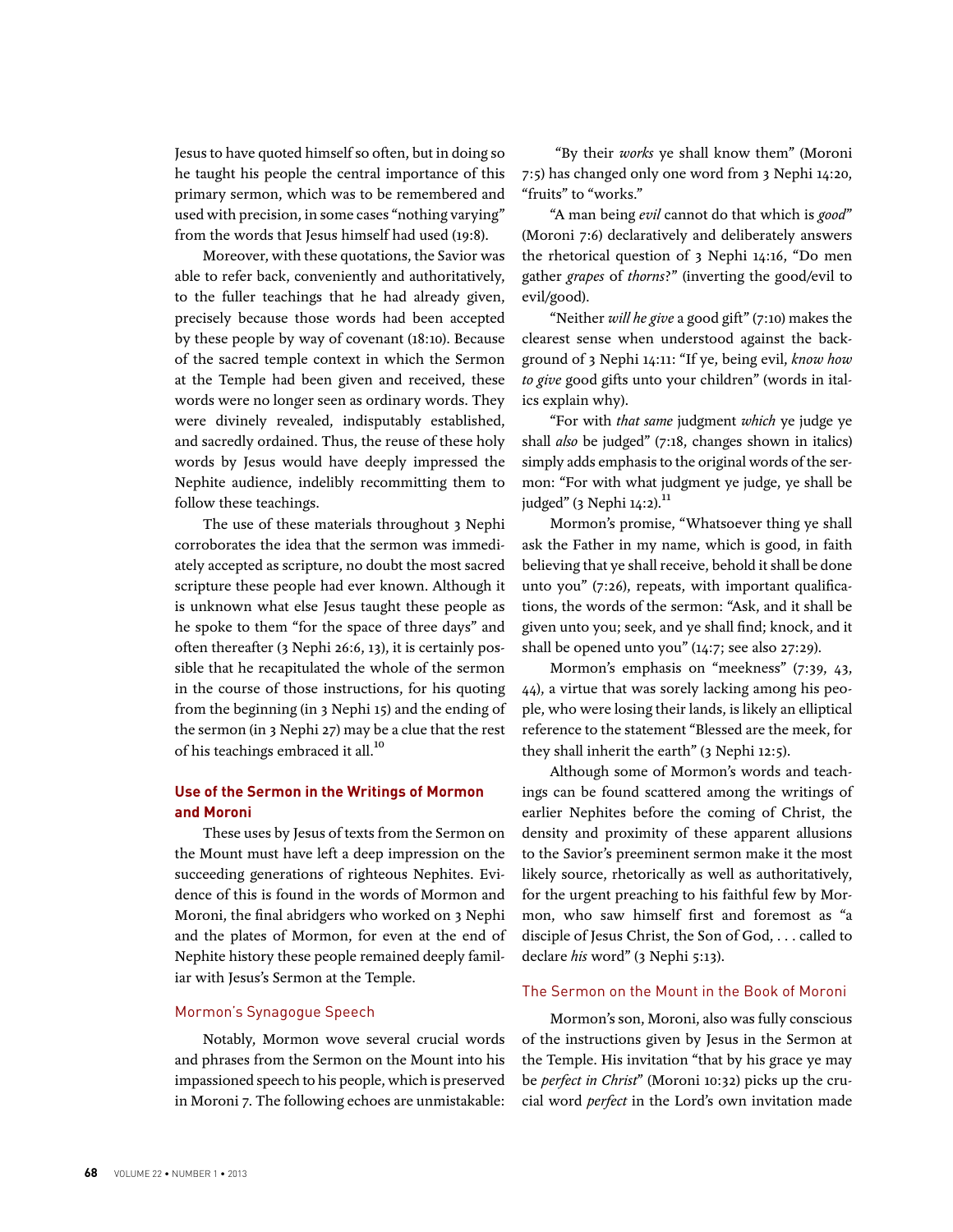Jesus to have quoted himself so often, but in doing so he taught his people the central importance of this primary sermon, which was to be remembered and used with precision, in some cases "nothing varying" from the words that Jesus himself had used (19:8).

Moreover, with these quotations, the Savior was able to refer back, conveniently and authoritatively, to the fuller teachings that he had already given, precisely because those words had been accepted by these people by way of covenant (18:10). Because of the sacred temple context in which the Sermon at the Temple had been given and received, these words were no longer seen as ordinary words. They were divinely revealed, indisputably established, and sacredly ordained. Thus, the reuse of these holy words by Jesus would have deeply impressed the Nephite audience, indelibly recommitting them to follow these teachings.

The use of these materials throughout 3 Nephi corroborates the idea that the sermon was immediately accepted as scripture, no doubt the most sacred scripture these people had ever known. Although it is unknown what else Jesus taught these people as he spoke to them "for the space of three days" and often thereafter (3 Nephi 26:6, 13), it is certainly possible that he recapitulated the whole of the sermon in the course of those instructions, for his quoting from the beginning (in 3 Nephi 15) and the ending of the sermon (in 3 Nephi 27) may be a clue that the rest of his teachings embraced it all.[10]

## Use of the Sermon in the Writings of Mormon and Moroni

These uses by Jesus of texts from the Sermon on the Mount must have left a deep impression on the succeeding generations of righteous Nephites. Evidence of this is found in the words of Mormon and Moroni, the final abridgers who worked on 3 Nephi and the plates of Mormon, for even at the end of Nephite history these people remained deeply familiar with Jesus's Sermon at the Temple.

### Mormon's Synagogue Speech

Notably, Mormon wove several crucial words and phrases from the Sermon on the Mount into his impassioned speech to his people, which is preserved in Moroni 7. The following echoes are unmistakable:

"By their *works* ye shall know them" (Moroni 7:5) has changed only one word from 3 Nephi 14:20, "fruits" to "works."

"A man being *evil* cannot do that which is *good*" (Moroni 7:6) declaratively and deliberately answers the rhetorical question of 3 Nephi 14:16, "Do men gather *grapes* of *thorns*?" (inverting the good/evil to evil/good).

"Neither *will he give* a good gift" (7:10) makes the clearest sense when understood against the background of 3 Nephi 14:11: "If ye, being evil, *know how to give* good gifts unto your children" (words in italics explain why).

"For with *that same* judgment *which* ye judge ye shall *also* be judged" (7:18, changes shown in italics) simply adds emphasis to the original words of the sermon: "For with what judgment ye judge, ye shall be judged" (3 Nephi 14:2).[11]

Mormon's promise, "Whatsoever thing ye shall ask the Father in my name, which is good, in faith believing that ye shall receive, behold it shall be done unto you" (7:26), repeats, with important qualifications, the words of the sermon: "Ask, and it shall be given unto you; seek, and ye shall find; knock, and it shall be opened unto you" (14:7; see also 27:29).

Mormon's emphasis on "meekness" (7:39, 43, 44), a virtue that was sorely lacking among his people, who were losing their lands, is likely an elliptical reference to the statement "Blessed are the meek, for they shall inherit the earth" (3 Nephi 12:5).

Although some of Mormon's words and teachings can be found scattered among the writings of earlier Nephites before the coming of Christ, the density and proximity of these apparent allusions to the Savior's preeminent sermon make it the most likely source, rhetorically as well as authoritatively, for the urgent preaching to his faithful few by Mormon, who saw himself first and foremost as "a disciple of Jesus Christ, the Son of God, . . . called to declare *his* word" (3 Nephi 5:13).

### The Sermon on the Mount in the Book of Moroni

Mormon's son, Moroni, also was fully conscious of the instructions given by Jesus in the Sermon at the Temple. His invitation "that by his grace ye may be *perfect in Christ*" (Moroni 10:32) picks up the crucial word *perfect* in the Lord's own invitation made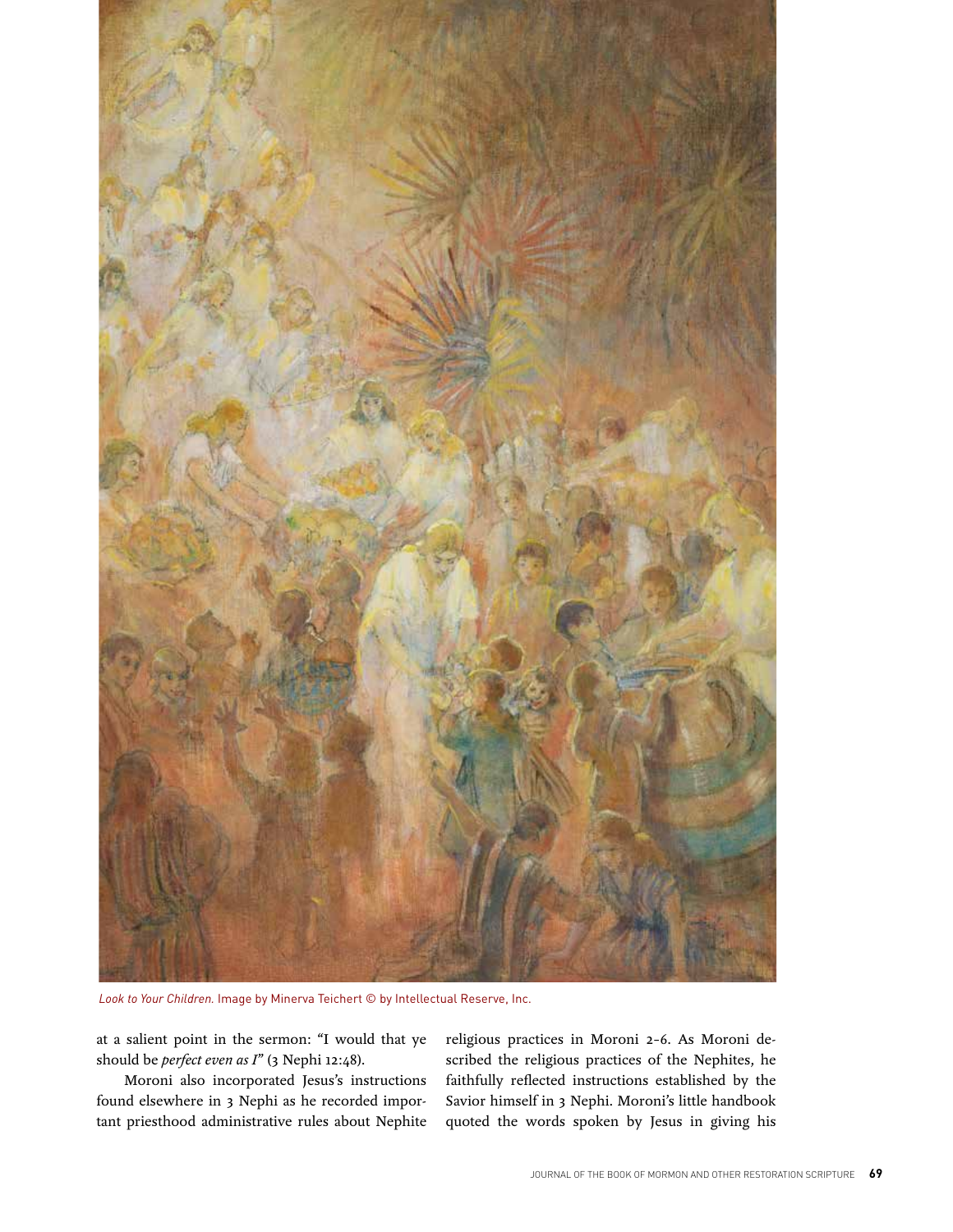*Look to Your Children.* Image by Minerva Teichert © by Intellectual Reserve, Inc.

at a salient point in the sermon: "I would that ye should be *perfect even as I*" (3 Nephi 12:48).

Moroni also incorporated Jesus's instructions found elsewhere in 3 Nephi as he recorded important priesthood administrative rules about Nephite religious practices in Moroni 2–6. As Moroni described the religious practices of the Nephites, he faithfully reflected instructions established by the Savior himself in 3 Nephi. Moroni's little handbook quoted the words spoken by Jesus in giving his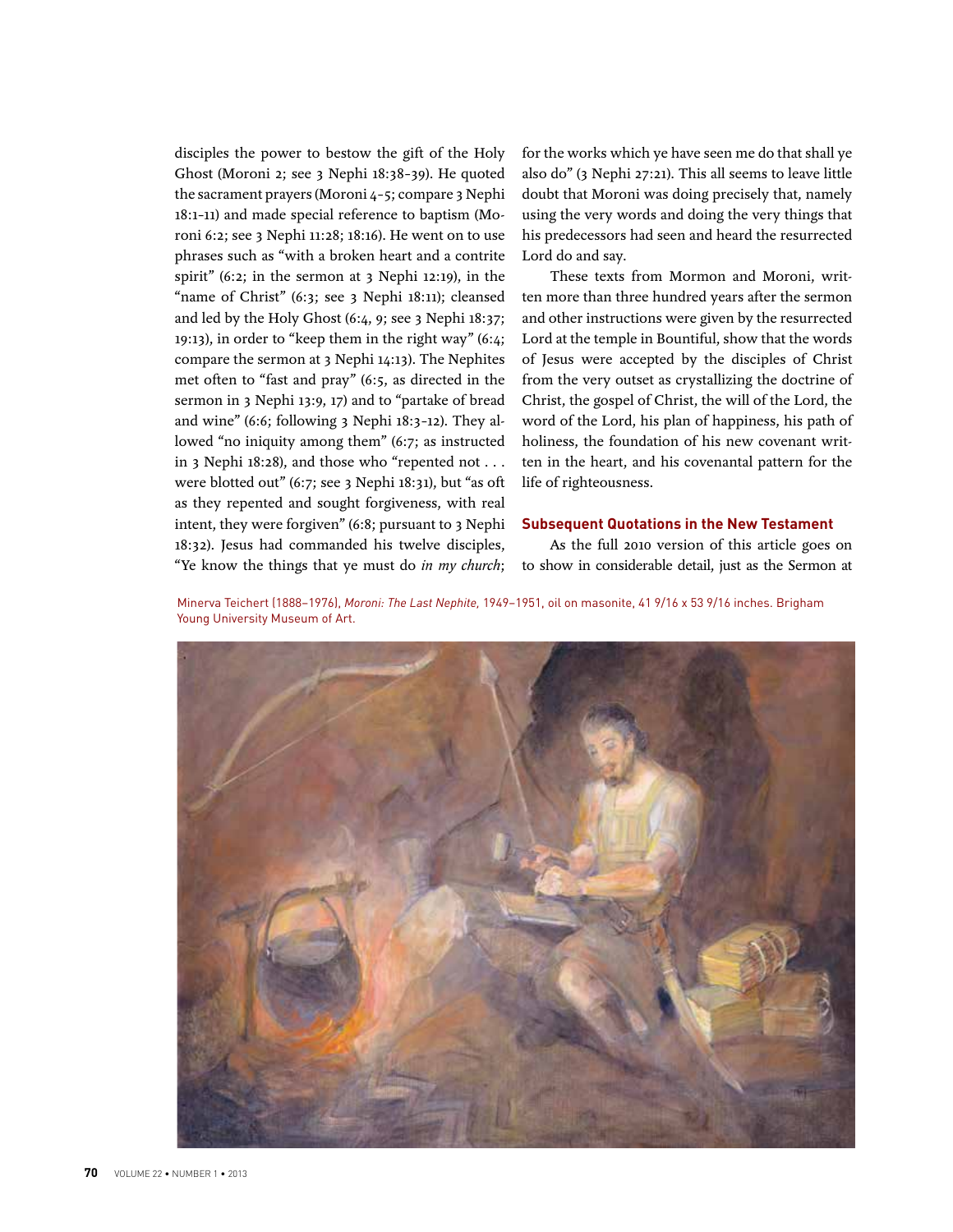disciples the power to bestow the gift of the Holy Ghost (Moroni 2; see 3 Nephi 18:38–39). He quoted the sacrament prayers (Moroni 4–5; compare 3 Nephi 18:1–11) and made special reference to baptism (Moroni 6:2; see 3 Nephi 11:28; 18:16). He went on to use phrases such as "with a broken heart and a contrite spirit" (6:2; in the sermon at 3 Nephi 12:19), in the "name of Christ" (6:3; see 3 Nephi 18:11); cleansed and led by the Holy Ghost (6:4, 9; see 3 Nephi 18:37; 19:13), in order to "keep them in the right way" (6:4; compare the sermon at 3 Nephi 14:13). The Nephites met often to "fast and pray" (6:5, as directed in the sermon in 3 Nephi 13:9, 17) and to "partake of bread and wine" (6:6; following 3 Nephi 18:3–12). They allowed "no iniquity among them" (6:7; as instructed in 3 Nephi 18:28), and those who "repented not . . . were blotted out" (6:7; see 3 Nephi 18:31), but "as oft as they repented and sought forgiveness, with real intent, they were forgiven" (6:8; pursuant to 3 Nephi 18:32). Jesus had commanded his twelve disciples, "Ye know the things that ye must do *in my church*; for the works which ye have seen me do that shall ye also do" (3 Nephi 27:21). This all seems to leave little doubt that Moroni was doing precisely that, namely using the very words and doing the very things that his predecessors had seen and heard the resurrected Lord do and say.

These texts from Mormon and Moroni, written more than three hundred years after the sermon and other instructions were given by the resurrected Lord at the temple in Bountiful, show that the words of Jesus were accepted by the disciples of Christ from the very outset as crystallizing the doctrine of Christ, the gospel of Christ, the will of the Lord, the word of the Lord, his plan of happiness, his path of holiness, the foundation of his new covenant written in the heart, and his covenantal pattern for the life of righteousness.

### Subsequent Quotations in the New Testament

As the full 2010 version of this article goes on to show in considerable detail, just as the Sermon at

Minerva Teichert (1888–1976), *Moroni: The Last Nephite*, 1949–1951, oil on masonite, 41 9/16 x 53 9/16 inches. Brigham Young University Museum of Art.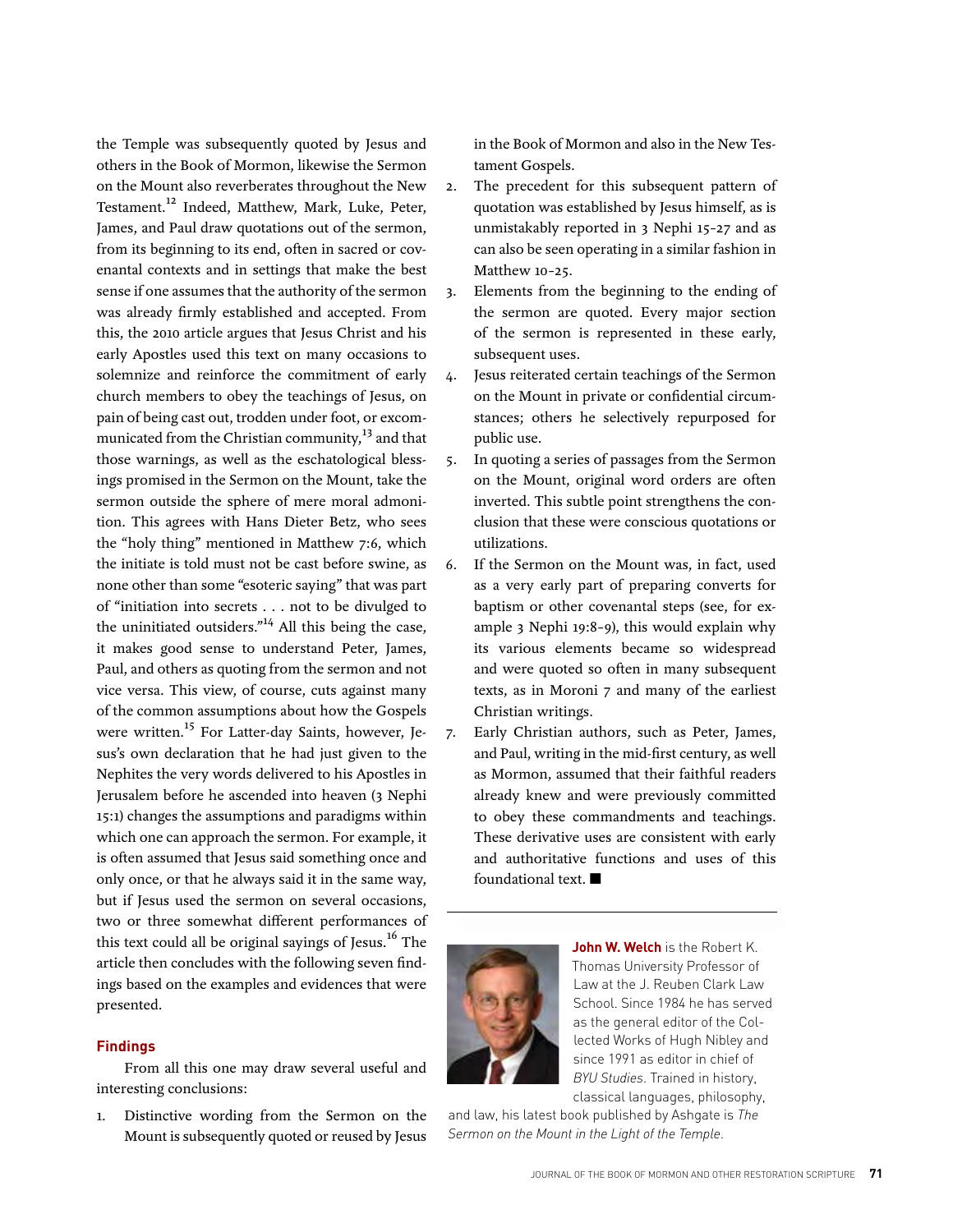the Temple was subsequently quoted by Jesus and others in the Book of Mormon, likewise the Sermon on the Mount also reverberates throughout the New Testament.[12] Indeed, Matthew, Mark, Luke, Peter, James, and Paul draw quotations out of the sermon, from its beginning to its end, often in sacred or covenantal contexts and in settings that make the best sense if one assumes that the authority of the sermon was already firmly established and accepted. From this, the 2010 article argues that Jesus Christ and his early Apostles used this text on many occasions to solemnize and reinforce the commitment of early church members to obey the teachings of Jesus, on pain of being cast out, trodden under foot, or excommunicated from the Christian community,[13] and that those warnings, as well as the eschatological blessings promised in the Sermon on the Mount, take the sermon outside the sphere of mere moral admonition. This agrees with Hans Dieter Betz, who sees the "holy thing" mentioned in Matthew 7:6, which the initiate is told must not be cast before swine, as none other than some "esoteric saying" that was part of "initiation into secrets . . . not to be divulged to the uninitiated outsiders."[14] All this being the case, it makes good sense to understand Peter, James, Paul, and others as quoting from the sermon and not vice versa. This view, of course, cuts against many of the common assumptions about how the Gospels were written.[15] For Latter-day Saints, however, Jesus's own declaration that he had just given to the Nephites the very words delivered to his Apostles in Jerusalem before he ascended into heaven (3 Nephi 15:1) changes the assumptions and paradigms within which one can approach the sermon. For example, it is often assumed that Jesus said something once and only once, or that he always said it in the same way, but if Jesus used the sermon on several occasions, two or three somewhat different performances of this text could all be original sayings of Jesus.[16] The article then concludes with the following seven findings based on the examples and evidences that were presented.

## Findings

From all this one may draw several useful and interesting conclusions:

1. Distinctive wording from the Sermon on the Mount is subsequently quoted or reused by Jesus in the Book of Mormon and also in the New Testament Gospels.
2. The precedent for this subsequent pattern of quotation was established by Jesus himself, as is unmistakably reported in 3 Nephi 15–27 and as can also be seen operating in a similar fashion in Matthew 10–25.
3. Elements from the beginning to the ending of the sermon are quoted. Every major section of the sermon is represented in these early, subsequent uses.
4. Jesus reiterated certain teachings of the Sermon on the Mount in private or confidential circumstances; others he selectively repurposed for public use.
5. In quoting a series of passages from the Sermon on the Mount, original word orders are often inverted. This subtle point strengthens the conclusion that these were conscious quotations or utilizations.
6. If the Sermon on the Mount was, in fact, used as a very early part of preparing converts for baptism or other covenantal steps (see, for example 3 Nephi 19:8–9), this would explain why its various elements became so widespread and were quoted so often in many subsequent texts, as in Moroni 7 and many of the earliest Christian writings.
7. Early Christian authors, such as Peter, James, and Paul, writing in the mid-first century, as well as Mormon, assumed that their faithful readers already knew and were previously committed to obey these commandments and teachings. These derivative uses are consistent with early and authoritative functions and uses of this foundational text. ■

---

**John W. Welch** is the Robert K. Thomas University Professor of Law at the J. Reuben Clark Law School. Since 1984 he has served as the general editor of the Collected Works of Hugh Nibley and since 1991 as editor in chief of *BYU Studies*. Trained in history, classical languages, philosophy, and law, his latest book published by Ashgate is *The Sermon on the Mount in the Light of the Temple*.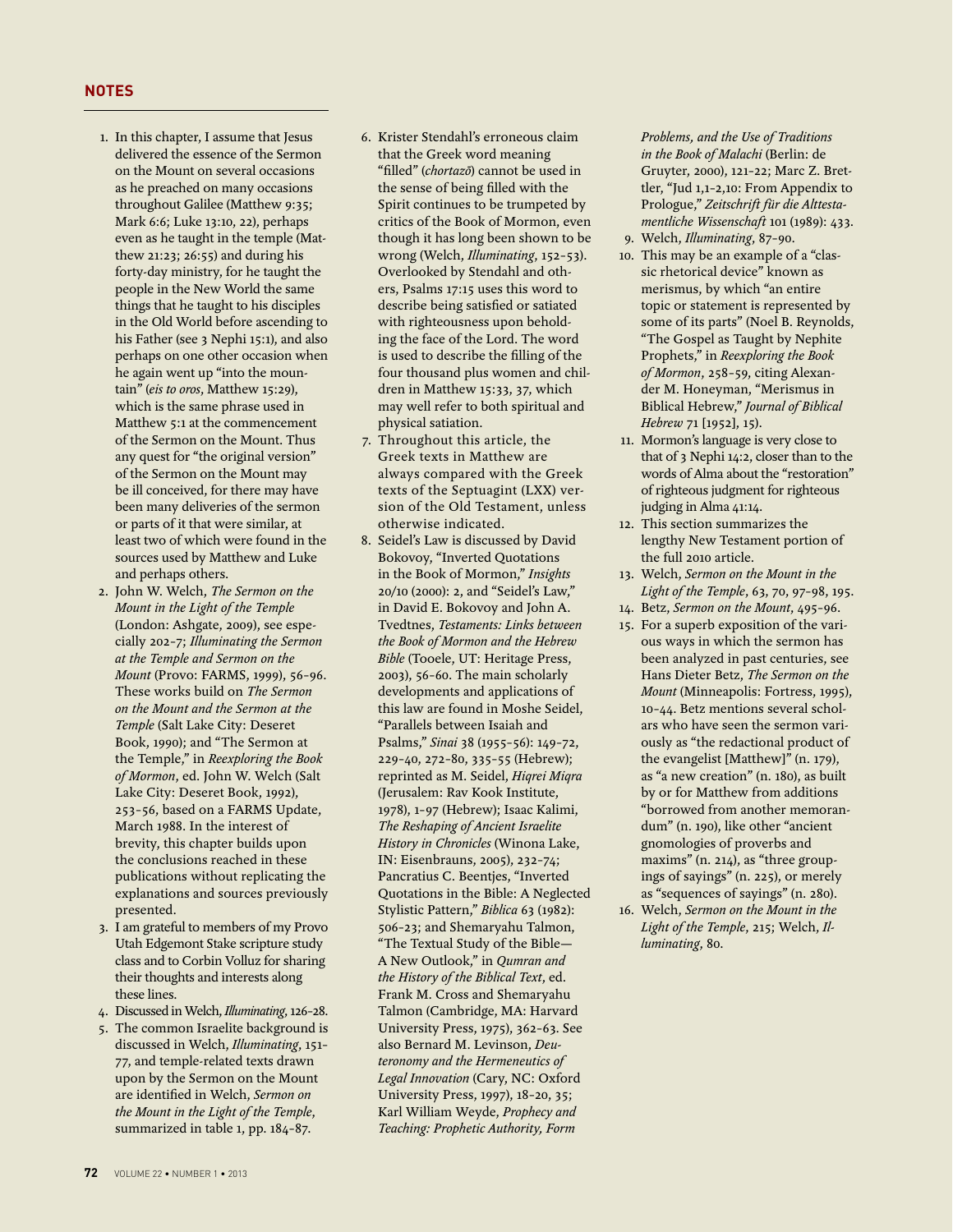## NOTES

1. In this chapter, I assume that Jesus delivered the essence of the Sermon on the Mount on several occasions as he preached on many occasions throughout Galilee (Matthew 9:35; Mark 6:6; Luke 13:10, 22), perhaps even as he taught in the temple (Matthew 21:23; 26:55) and during his forty-day ministry, for he taught the people in the New World the same things that he taught to his disciples in the Old World before ascending to his Father (see 3 Nephi 15:1), and also perhaps on one other occasion when he again went up "into the mountain" (*eis to oros*, Matthew 15:29), which is the same phrase used in Matthew 5:1 at the commencement of the Sermon on the Mount. Thus any quest for "the original version" of the Sermon on the Mount may be ill conceived, for there may have been many deliveries of the sermon or parts of it that were similar, at least two of which were found in the sources used by Matthew and Luke and perhaps others.
2. John W. Welch, *The Sermon on the Mount in the Light of the Temple* (London: Ashgate, 2009), see especially 202–7; *Illuminating the Sermon at the Temple and Sermon on the Mount* (Provo: FARMS, 1999), 56–96. These works build on *The Sermon on the Mount and the Sermon at the Temple* (Salt Lake City: Deseret Book, 1990); and "The Sermon at the Temple," in *Reexploring the Book of Mormon*, ed. John W. Welch (Salt Lake City: Deseret Book, 1992), 253–56, based on a FARMS Update, March 1988. In the interest of brevity, this chapter builds upon the conclusions reached in these publications without replicating the explanations and sources previously presented.
3. I am grateful to members of my Provo Utah Edgemont Stake scripture study class and to Corbin Volluz for sharing their thoughts and interests along these lines.
4. Discussed in Welch, *Illuminating*, 126–28.
5. The common Israelite background is discussed in Welch, *Illuminating*, 151–77, and temple-related texts drawn upon by the Sermon on the Mount are identified in Welch, *Sermon on the Mount in the Light of the Temple*, summarized in table 1, pp. 184–87.
6. Krister Stendahl's erroneous claim that the Greek word meaning "filled" (*chortazō*) cannot be used in the sense of being filled with the Spirit continues to be trumpeted by critics of the Book of Mormon, even though it has long been shown to be wrong (Welch, *Illuminating*, 152–53). Overlooked by Stendahl and others, Psalms 17:15 uses this word to describe being satisfied or satiated with righteousness upon beholding the face of the Lord. The word is used to describe the filling of the four thousand plus women and children in Matthew 15:33, 37, which may well refer to both spiritual and physical satiation.
7. Throughout this article, the Greek texts in Matthew are always compared with the Greek texts of the Septuagint (LXX) version of the Old Testament, unless otherwise indicated.
8. Seidel's Law is discussed by David Bokovoy, "Inverted Quotations in the Book of Mormon," *Insights* 20/10 (2000): 2, and "Seidel's Law," in David E. Bokovoy and John A. Tvedtnes, *Testaments: Links between the Book of Mormon and the Hebrew Bible* (Tooele, UT: Heritage Press, 2003), 56–60. The main scholarly developments and applications of this law are found in Moshe Seidel, "Parallels between Isaiah and Psalms," *Sinai* 38 (1955–56): 149–72, 229–40, 272–80, 335–55 (Hebrew); reprinted as M. Seidel, *Hiqrei Miqra* (Jerusalem: Rav Kook Institute, 1978), 1–97 (Hebrew); Isaac Kalimi, *The Reshaping of Ancient Israelite History in Chronicles* (Winona Lake, IN: Eisenbrauns, 2005), 232–74; Pancratius C. Beentjes, "Inverted Quotations in the Bible: A Neglected Stylistic Pattern," *Biblica* 63 (1982): 506–23; and Shemaryahu Talmon, "The Textual Study of the Bible—A New Outlook," in *Qumran and the History of the Biblical Text*, ed. Frank M. Cross and Shemaryahu Talmon (Cambridge, MA: Harvard University Press, 1975), 362–63. See also Bernard M. Levinson, *Deuteronomy and the Hermeneutics of Legal Innovation* (Cary, NC: Oxford University Press, 1997), 18–20, 35; Karl William Weyde, *Prophecy and Teaching: Prophetic Authority, Form Problems, and the Use of Traditions in the Book of Malachi* (Berlin: de Gruyter, 2000), 121–22; Marc Z. Brettler, "Jud 1,1–2,10: From Appendix to Prologue," *Zeitschrift für die Alttestamentliche Wissenschaft* 101 (1989): 433.
9. Welch, *Illuminating*, 87–90.
10. This may be an example of a "classic rhetorical device" known as merismus, by which "an entire topic or statement is represented by some of its parts" (Noel B. Reynolds, "The Gospel as Taught by Nephite Prophets," in *Reexploring the Book of Mormon*, 258–59, citing Alexander M. Honeyman, "Merismus in Biblical Hebrew," *Journal of Biblical Hebrew* 71 [1952], 15).
11. Mormon's language is very close to that of 3 Nephi 14:2, closer than to the words of Alma about the "restoration" of righteous judgment for righteous judging in Alma 41:14.
12. This section summarizes the lengthy New Testament portion of the full 2010 article.
13. Welch, *Sermon on the Mount in the Light of the Temple*, 63, 70, 97–98, 195.
14. Betz, *Sermon on the Mount*, 495–96.
15. For a superb exposition of the various ways in which the sermon has been analyzed in past centuries, see Hans Dieter Betz, *The Sermon on the Mount* (Minneapolis: Fortress, 1995), 10–44. Betz mentions several scholars who have seen the sermon variously as "the redactional product of the evangelist [Matthew]" (n. 179), as "a new creation" (n. 180), as built by or for Matthew from additions "borrowed from another memorandum" (n. 190), like other "ancient gnomologies of proverbs and maxims" (n. 214), as "three groupings of sayings" (n. 225), or merely as "sequences of sayings" (n. 280).
16. Welch, *Sermon on the Mount in the Light of the Temple*, 215; Welch, *Illuminating*, 80.